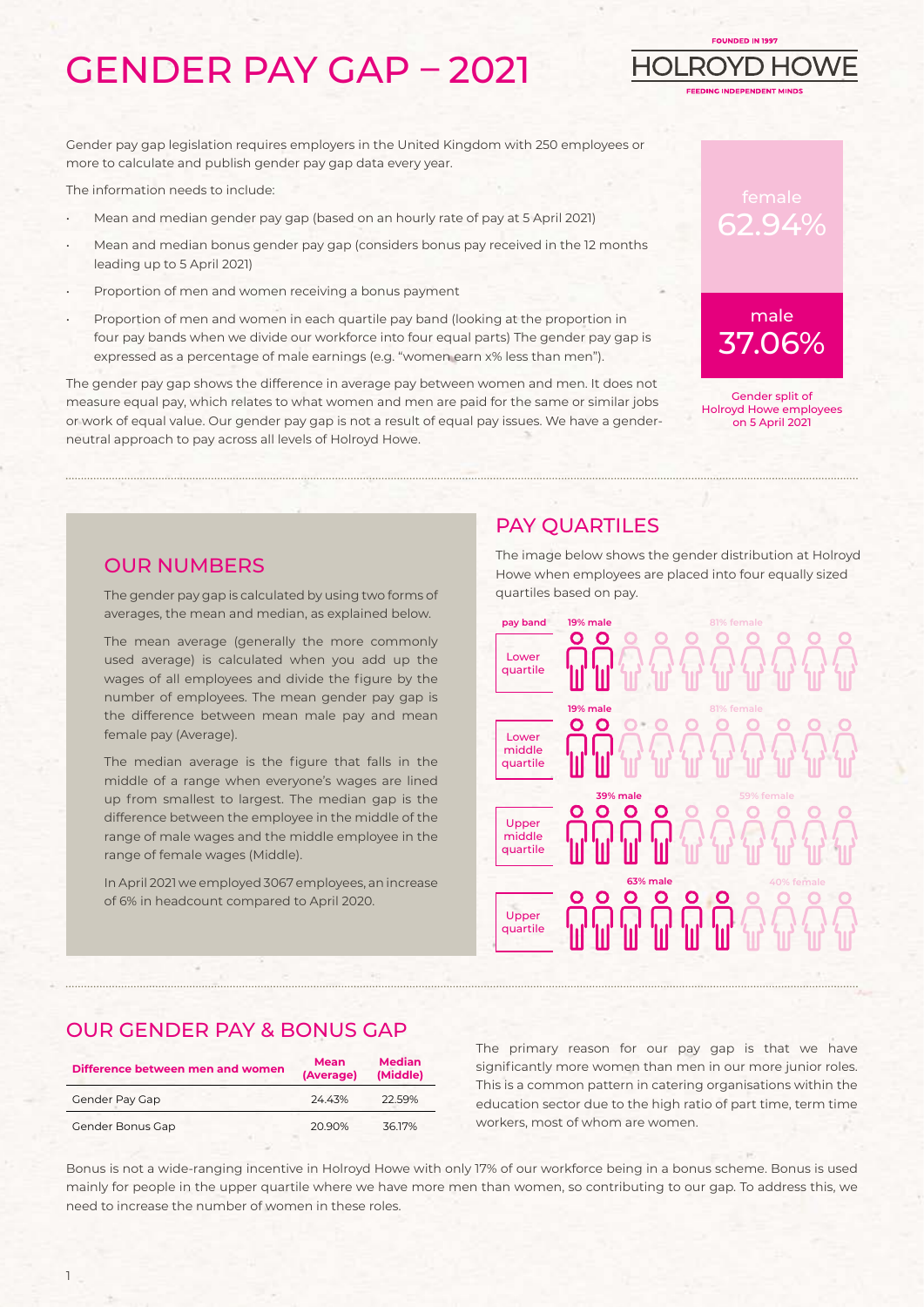# GENDER PAY GAP – 2021

FOUNDED IN 1997
HOLROYD HOWE
FEEDING INDEPENDENT MINDS

Gender pay gap legislation requires employers in the United Kingdom with 250 employees or more to calculate and publish gender pay gap data every year.

The information needs to include:

- Mean and median gender pay gap (based on an hourly rate of pay at 5 April 2021)
- Mean and median bonus gender pay gap (considers bonus pay received in the 12 months leading up to 5 April 2021)
- Proportion of men and women receiving a bonus payment
- Proportion of men and women in each quartile pay band (looking at the proportion in four pay bands when we divide our workforce into four equal parts) The gender pay gap is expressed as a percentage of male earnings (e.g. "women earn x% less than men").

The gender pay gap shows the difference in average pay between women and men. It does not measure equal pay, which relates to what women and men are paid for the same or similar jobs or work of equal value. Our gender pay gap is not a result of equal pay issues. We have a gender-neutral approach to pay across all levels of Holroyd Howe.

female
62.94%

male
37.06%

Gender split of Holroyd Howe employees on 5 April 2021

## OUR NUMBERS

The gender pay gap is calculated by using two forms of averages, the mean and median, as explained below.

The mean average (generally the more commonly used average) is calculated when you add up the wages of all employees and divide the figure by the number of employees. The mean gender pay gap is the difference between mean male pay and mean female pay (Average).

The median average is the figure that falls in the middle of a range when everyone's wages are lined up from smallest to largest. The median gap is the difference between the employee in the middle of the range of male wages and the middle employee in the range of female wages (Middle).

In April 2021 we employed 3067 employees, an increase of 6% in headcount compared to April 2020.

## PAY QUARTILES

The image below shows the gender distribution at Holroyd Howe when employees are placed into four equally sized quartiles based on pay.

| pay band | male | female |
|---|---|---|
| Lower quartile | 19% male | 81% female |
| Lower middle quartile | 19% male | 81% female |
| Upper middle quartile | 39% male | 59% female |
| Upper quartile | 63% male | 40% female |

## OUR GENDER PAY & BONUS GAP

| Difference between men and women | Mean (Average) | Median (Middle) |
|---|---|---|
| Gender Pay Gap | 24.43% | 22.59% |
| Gender Bonus Gap | 20.90% | 36.17% |

The primary reason for our pay gap is that we have significantly more women than men in our more junior roles. This is a common pattern in catering organisations within the education sector due to the high ratio of part time, term time workers, most of whom are women.

Bonus is not a wide-ranging incentive in Holroyd Howe with only 17% of our workforce being in a bonus scheme. Bonus is used mainly for people in the upper quartile where we have more men than women, so contributing to our gap. To address this, we need to increase the number of women in these roles.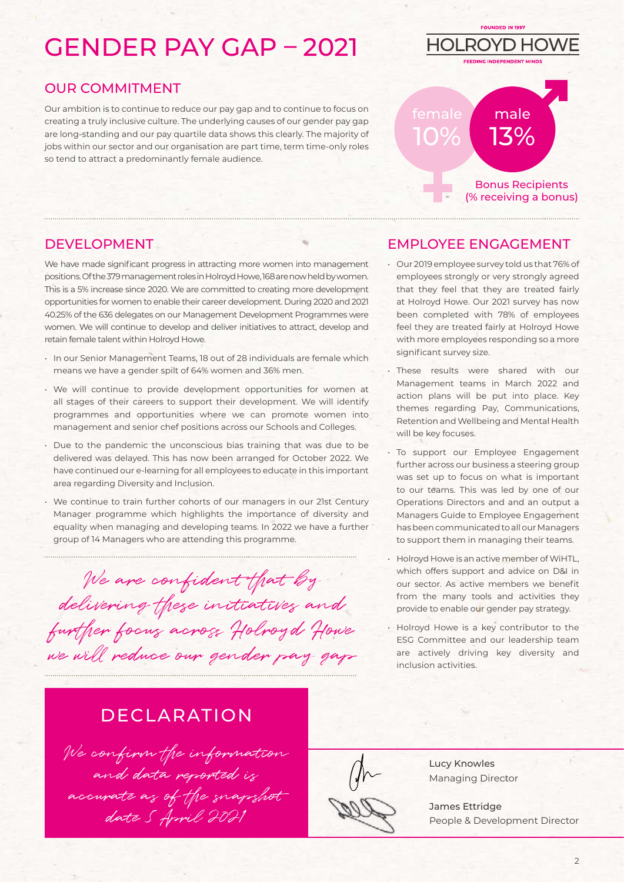# GENDER PAY GAP – 2021

FOUNDED IN 1997
HOLROYD HOWE
FEEDING INDEPENDENT MINDS

## OUR COMMITMENT

Our ambition is to continue to reduce our pay gap and to continue to focus on creating a truly inclusive culture. The underlying causes of our gender pay gap are long-standing and our pay quartile data shows this clearly. The majority of jobs within our sector and our organisation are part time, term time-only roles so tend to attract a predominantly female audience.

female 10%
male 13%
Bonus Recipients (% receiving a bonus)

## DEVELOPMENT

We have made significant progress in attracting more women into management positions. Of the 379 management roles in Holroyd Howe, 168 are now held by women. This is a 5% increase since 2020. We are committed to creating more development opportunities for women to enable their career development. During 2020 and 2021 40.25% of the 636 delegates on our Management Development Programmes were women. We will continue to develop and deliver initiatives to attract, develop and retain female talent within Holroyd Howe.

- In our Senior Management Teams, 18 out of 28 individuals are female which means we have a gender spilt of 64% women and 36% men.
- We will continue to provide development opportunities for women at all stages of their careers to support their development. We will identify programmes and opportunities where we can promote women into management and senior chef positions across our Schools and Colleges.
- Due to the pandemic the unconscious bias training that was due to be delivered was delayed. This has now been arranged for October 2022. We have continued our e-learning for all employees to educate in this important area regarding Diversity and Inclusion.
- We continue to train further cohorts of our managers in our 21st Century Manager programme which highlights the importance of diversity and equality when managing and developing teams. In 2022 we have a further group of 14 Managers who are attending this programme.

*We are confident that by delivering these initiatives and further focus across Holroyd Howe we will reduce our gender pay gap*

## EMPLOYEE ENGAGEMENT

- Our 2019 employee survey told us that 76% of employees strongly or very strongly agreed that they feel that they are treated fairly at Holroyd Howe. Our 2021 survey has now been completed with 78% of employees feel they are treated fairly at Holroyd Howe with more employees responding so a more significant survey size.
- These results were shared with our Management teams in March 2022 and action plans will be put into place. Key themes regarding Pay, Communications, Retention and Wellbeing and Mental Health will be key focuses.
- To support our Employee Engagement further across our business a steering group was set up to focus on what is important to our teams. This was led by one of our Operations Directors and and an output a Managers Guide to Employee Engagement has been communicated to all our Managers to support them in managing their teams.
- Holroyd Howe is an active member of WiHTL, which offers support and advice on D&I in our sector. As active members we benefit from the many tools and activities they provide to enable our gender pay strategy.
- Holroyd Howe is a key contributor to the ESG Committee and our leadership team are actively driving key diversity and inclusion activities.

## DECLARATION

*We confirm the information and data reported is accurate as of the snapshot date 5 April 2021*

**Lucy Knowles**
Managing Director

**James Ettridge**
People & Development Director